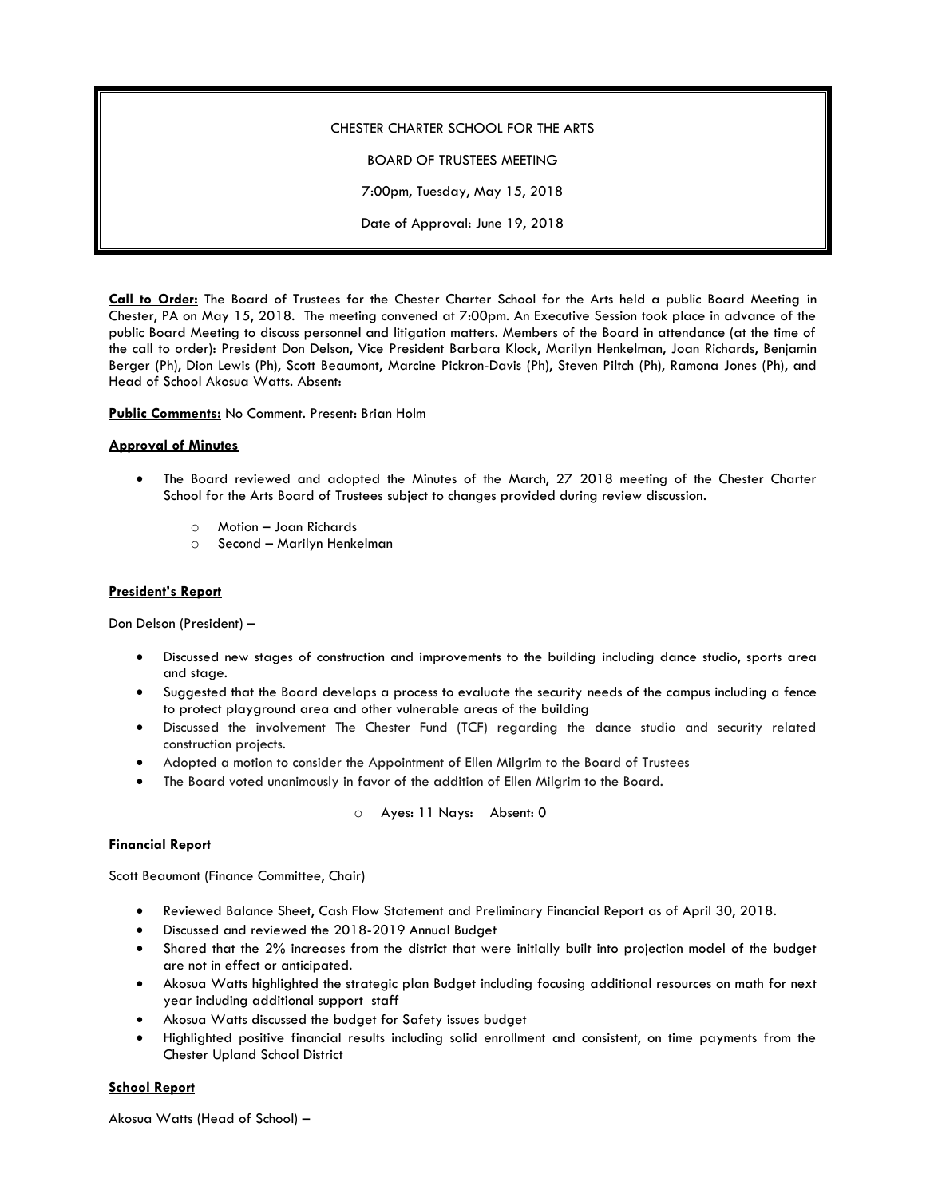CHESTER CHARTER SCHOOL FOR THE ARTS

BOARD OF TRUSTEES MEETING

7:00pm, Tuesday, May 15, 2018

Date of Approval: June 19, 2018

**Call to Order:** The Board of Trustees for the Chester Charter School for the Arts held a public Board Meeting in Chester, PA on May 15, 2018. The meeting convened at 7:00pm. An Executive Session took place in advance of the public Board Meeting to discuss personnel and litigation matters. Members of the Board in attendance (at the time of the call to order): President Don Delson, Vice President Barbara Klock, Marilyn Henkelman, Joan Richards, Benjamin Berger (Ph), Dion Lewis (Ph), Scott Beaumont, Marcine Pickron-Davis (Ph), Steven Piltch (Ph), Ramona Jones (Ph), and Head of School Akosua Watts. Absent:

**Public Comments:** No Comment. Present: Brian Holm

**Approval of Minutes**

- The Board reviewed and adopted the Minutes of the March, 27 2018 meeting of the Chester Charter School for the Arts Board of Trustees subject to changes provided during review discussion.
  - Motion – Joan Richards
  - Second – Marilyn Henkelman

**President's Report**

Don Delson (President) –

- Discussed new stages of construction and improvements to the building including dance studio, sports area and stage.
- Suggested that the Board develops a process to evaluate the security needs of the campus including a fence to protect playground area and other vulnerable areas of the building
- Discussed the involvement The Chester Fund (TCF) regarding the dance studio and security related construction projects.
- Adopted a motion to consider the Appointment of Ellen Milgrim to the Board of Trustees
- The Board voted unanimously in favor of the addition of Ellen Milgrim to the Board.

  - Ayes: 11 Nays: Absent: 0

**Financial Report**

Scott Beaumont (Finance Committee, Chair)

- Reviewed Balance Sheet, Cash Flow Statement and Preliminary Financial Report as of April 30, 2018.
- Discussed and reviewed the 2018-2019 Annual Budget
- Shared that the 2% increases from the district that were initially built into projection model of the budget are not in effect or anticipated.
- Akosua Watts highlighted the strategic plan Budget including focusing additional resources on math for next year including additional support staff
- Akosua Watts discussed the budget for Safety issues budget
- Highlighted positive financial results including solid enrollment and consistent, on time payments from the Chester Upland School District

**School Report**

Akosua Watts (Head of School) –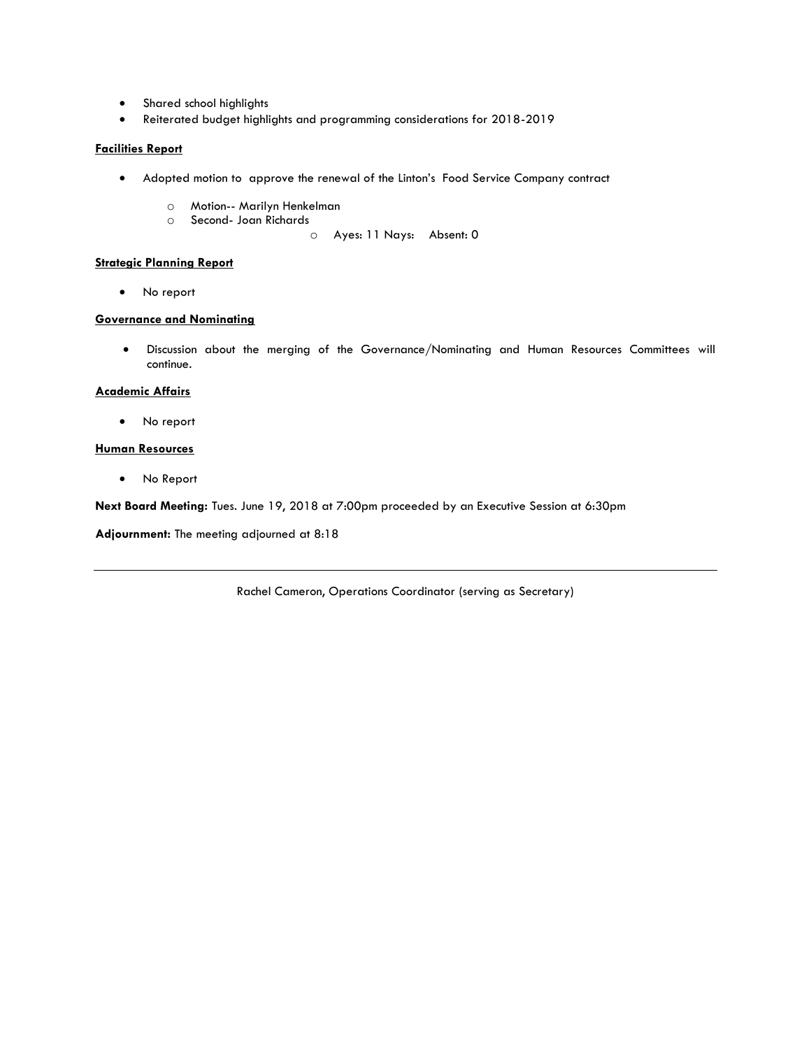- Shared school highlights
- Reiterated budget highlights and programming considerations for 2018-2019

**Facilities Report**

- Adopted motion to approve the renewal of the Linton's Food Service Company contract
  - Motion-- Marilyn Henkelman
  - Second- Joan Richards
  - Ayes: 11 Nays: Absent: 0

**Strategic Planning Report**

- No report

**Governance and Nominating**

- Discussion about the merging of the Governance/Nominating and Human Resources Committees will continue.

**Academic Affairs**

- No report

**Human Resources**

- No Report

**Next Board Meeting:** Tues. June 19, 2018 at 7:00pm proceeded by an Executive Session at 6:30pm

**Adjournment:** The meeting adjourned at 8:18

---

Rachel Cameron, Operations Coordinator (serving as Secretary)